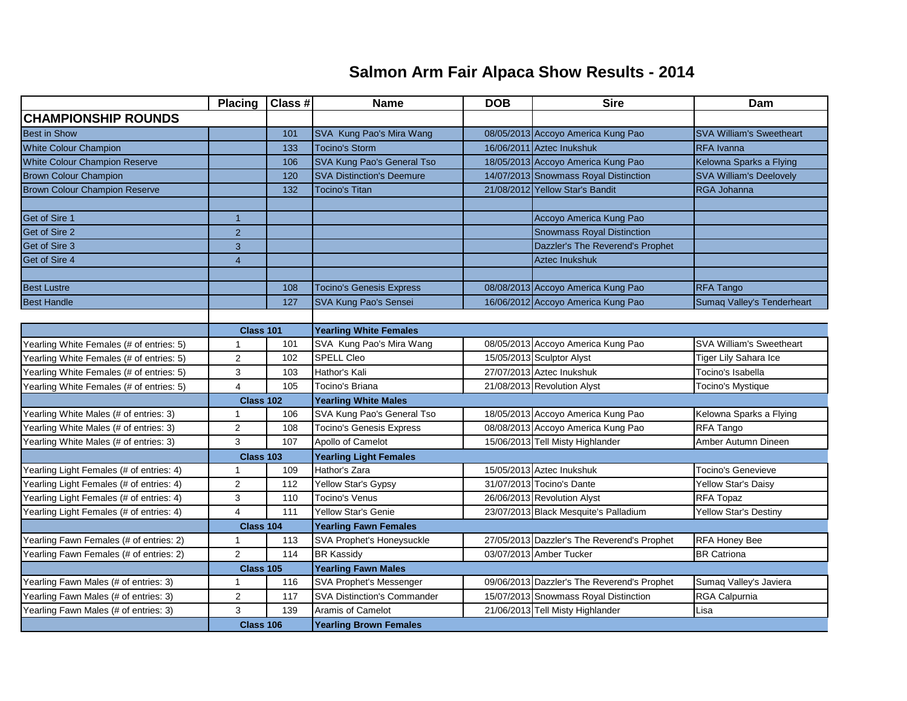# Salmon Arm Fair Alpaca Show Results - 2014

| | Placing | Class # | Name | DOB | Sire | Dam |
|---|---|---|---|---|---|---|
| **CHAMPIONSHIP ROUNDS** | | | | | | |
| Best in Show | | 101 | SVA Kung Pao's Mira Wang | 08/05/2013 | Accoyo America Kung Pao | SVA William's Sweetheart |
| White Colour Champion | | 133 | Tocino's Storm | 16/06/2011 | Aztec Inukshuk | RFA Ivanna |
| White Colour Champion Reserve | | 106 | SVA Kung Pao's General Tso | 18/05/2013 | Accoyo America Kung Pao | Kelowna Sparks a Flying |
| Brown Colour Champion | | 120 | SVA Distinction's Deemure | 14/07/2013 | Snowmass Royal Distinction | SVA William's Deelovely |
| Brown Colour Champion Reserve | | 132 | Tocino's Titan | 21/08/2012 | Yellow Star's Bandit | RGA Johanna |
| | | | | | | |
| Get of Sire 1 | 1 | | | | Accoyo America Kung Pao | |
| Get of Sire 2 | 2 | | | | Snowmass Royal Distinction | |
| Get of Sire 3 | 3 | | | | Dazzler's The Reverend's Prophet | |
| Get of Sire 4 | 4 | | | | Aztec Inukshuk | |
| | | | | | | |
| Best Lustre | | 108 | Tocino's Genesis Express | 08/08/2013 | Accoyo America Kung Pao | RFA Tango |
| Best Handle | | 127 | SVA Kung Pao's Sensei | 16/06/2012 | Accoyo America Kung Pao | Sumaq Valley's Tenderheart |
| | | | | | | |
| | **Class 101** | | **Yearling White Females** | | | |
| Yearling White Females (# of entries: 5) | 1 | 101 | SVA Kung Pao's Mira Wang | 08/05/2013 | Accoyo America Kung Pao | SVA William's Sweetheart |
| Yearling White Females (# of entries: 5) | 2 | 102 | SPELL Cleo | 15/05/2013 | Sculptor Alyst | Tiger Lily Sahara Ice |
| Yearling White Females (# of entries: 5) | 3 | 103 | Hathor's Kali | 27/07/2013 | Aztec Inukshuk | Tocino's Isabella |
| Yearling White Females (# of entries: 5) | 4 | 105 | Tocino's Briana | 21/08/2013 | Revolution Alyst | Tocino's Mystique |
| | **Class 102** | | **Yearling White Males** | | | |
| Yearling White Males (# of entries: 3) | 1 | 106 | SVA Kung Pao's General Tso | 18/05/2013 | Accoyo America Kung Pao | Kelowna Sparks a Flying |
| Yearling White Males (# of entries: 3) | 2 | 108 | Tocino's Genesis Express | 08/08/2013 | Accoyo America Kung Pao | RFA Tango |
| Yearling White Males (# of entries: 3) | 3 | 107 | Apollo of Camelot | 15/06/2013 | Tell Misty Highlander | Amber Autumn Dineen |
| | **Class 103** | | **Yearling Light Females** | | | |
| Yearling Light Females (# of entries: 4) | 1 | 109 | Hathor's Zara | 15/05/2013 | Aztec Inukshuk | Tocino's Genevieve |
| Yearling Light Females (# of entries: 4) | 2 | 112 | Yellow Star's Gypsy | 31/07/2013 | Tocino's Dante | Yellow Star's Daisy |
| Yearling Light Females (# of entries: 4) | 3 | 110 | Tocino's Venus | 26/06/2013 | Revolution Alyst | RFA Topaz |
| Yearling Light Females (# of entries: 4) | 4 | 111 | Yellow Star's Genie | 23/07/2013 | Black Mesquite's Palladium | Yellow Star's Destiny |
| | **Class 104** | | **Yearling Fawn Females** | | | |
| Yearling Fawn Females (# of entries: 2) | 1 | 113 | SVA Prophet's Honeysuckle | 27/05/2013 | Dazzler's The Reverend's Prophet | RFA Honey Bee |
| Yearling Fawn Females (# of entries: 2) | 2 | 114 | BR Kassidy | 03/07/2013 | Amber Tucker | BR Catriona |
| | **Class 105** | | **Yearling Fawn Males** | | | |
| Yearling Fawn Males (# of entries: 3) | 1 | 116 | SVA Prophet's Messenger | 09/06/2013 | Dazzler's The Reverend's Prophet | Sumaq Valley's Javiera |
| Yearling Fawn Males (# of entries: 3) | 2 | 117 | SVA Distinction's Commander | 15/07/2013 | Snowmass Royal Distinction | RGA Calpurnia |
| Yearling Fawn Males (# of entries: 3) | 3 | 139 | Aramis of Camelot | 21/06/2013 | Tell Misty Highlander | Lisa |
| | **Class 106** | | **Yearling Brown Females** | | | |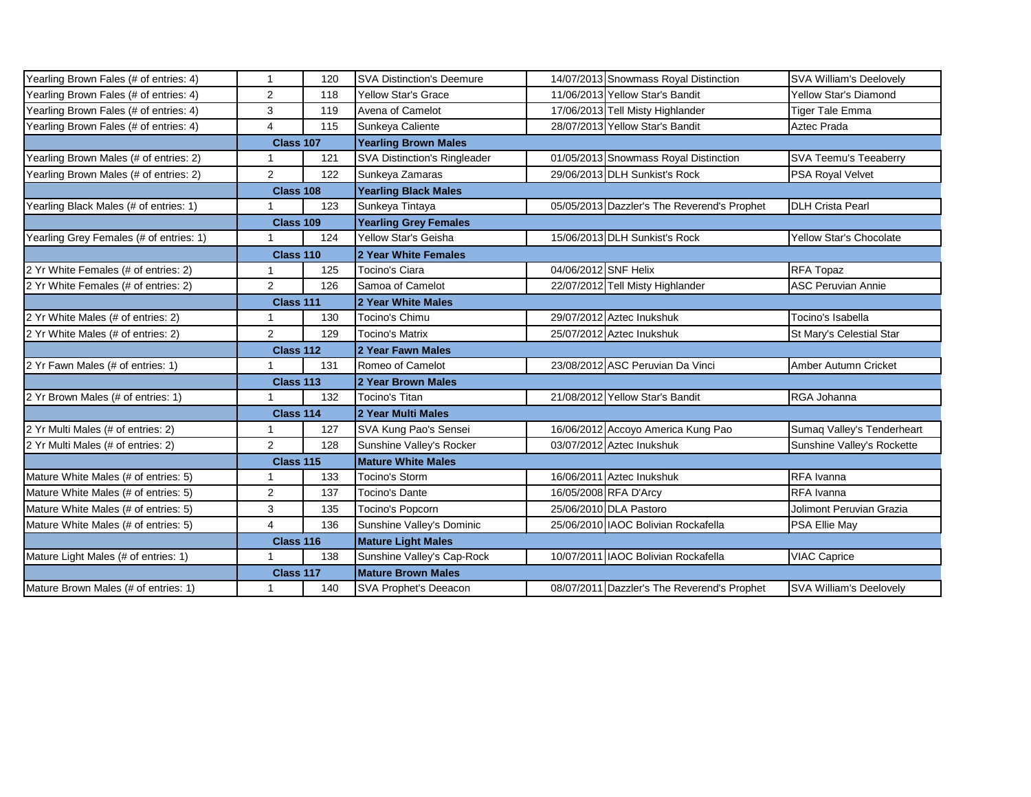| | | | | | | |
|---|---|---|---|---|---|---|
| Yearling Brown Fales (# of entries: 4) | 1 | 120 | SVA Distinction's Deemure | 14/07/2013 | Snowmass Royal Distinction | SVA William's Deelovely |
| Yearling Brown Fales (# of entries: 4) | 2 | 118 | Yellow Star's Grace | 11/06/2013 | Yellow Star's Bandit | Yellow Star's Diamond |
| Yearling Brown Fales (# of entries: 4) | 3 | 119 | Avena of Camelot | 17/06/2013 | Tell Misty Highlander | Tiger Tale Emma |
| Yearling Brown Fales (# of entries: 4) | 4 | 115 | Sunkeya Caliente | 28/07/2013 | Yellow Star's Bandit | Aztec Prada |
| | **Class 107** | | **Yearling Brown Males** | | | |
| Yearling Brown Males (# of entries: 2) | 1 | 121 | SVA Distinction's Ringleader | 01/05/2013 | Snowmass Royal Distinction | SVA Teemu's Teeaberry |
| Yearling Brown Males (# of entries: 2) | 2 | 122 | Sunkeya Zamaras | 29/06/2013 | DLH Sunkist's Rock | PSA Royal Velvet |
| | **Class 108** | | **Yearling Black Males** | | | |
| Yearling Black Males (# of entries: 1) | 1 | 123 | Sunkeya Tintaya | 05/05/2013 | Dazzler's The Reverend's Prophet | DLH Crista Pearl |
| | **Class 109** | | **Yearling Grey Females** | | | |
| Yearling Grey Females (# of entries: 1) | 1 | 124 | Yellow Star's Geisha | 15/06/2013 | DLH Sunkist's Rock | Yellow Star's Chocolate |
| | **Class 110** | | **2 Year White Females** | | | |
| 2 Yr White Females (# of entries: 2) | 1 | 125 | Tocino's Ciara | 04/06/2012 | SNF Helix | RFA Topaz |
| 2 Yr White Females (# of entries: 2) | 2 | 126 | Samoa of Camelot | 22/07/2012 | Tell Misty Highlander | ASC Peruvian Annie |
| | **Class 111** | | **2 Year White Males** | | | |
| 2 Yr White Males (# of entries: 2) | 1 | 130 | Tocino's Chimu | 29/07/2012 | Aztec Inukshuk | Tocino's Isabella |
| 2 Yr White Males (# of entries: 2) | 2 | 129 | Tocino's Matrix | 25/07/2012 | Aztec Inukshuk | St Mary's Celestial Star |
| | **Class 112** | | **2 Year Fawn Males** | | | |
| 2 Yr Fawn Males (# of entries: 1) | 1 | 131 | Romeo of Camelot | 23/08/2012 | ASC Peruvian Da Vinci | Amber Autumn Cricket |
| | **Class 113** | | **2 Year Brown Males** | | | |
| 2 Yr Brown Males (# of entries: 1) | 1 | 132 | Tocino's Titan | 21/08/2012 | Yellow Star's Bandit | RGA Johanna |
| | **Class 114** | | **2 Year Multi Males** | | | |
| 2 Yr Multi Males (# of entries: 2) | 1 | 127 | SVA Kung Pao's Sensei | 16/06/2012 | Accoyo America Kung Pao | Sumaq Valley's Tenderheart |
| 2 Yr Multi Males (# of entries: 2) | 2 | 128 | Sunshine Valley's Rocker | 03/07/2012 | Aztec Inukshuk | Sunshine Valley's Rockette |
| | **Class 115** | | **Mature White Males** | | | |
| Mature White Males (# of entries: 5) | 1 | 133 | Tocino's Storm | 16/06/2011 | Aztec Inukshuk | RFA Ivanna |
| Mature White Males (# of entries: 5) | 2 | 137 | Tocino's Dante | 16/05/2008 | RFA D'Arcy | RFA Ivanna |
| Mature White Males (# of entries: 5) | 3 | 135 | Tocino's Popcorn | 25/06/2010 | DLA Pastoro | Jolimont Peruvian Grazia |
| Mature White Males (# of entries: 5) | 4 | 136 | Sunshine Valley's Dominic | 25/06/2010 | IAOC Bolivian Rockafella | PSA Ellie May |
| | **Class 116** | | **Mature Light Males** | | | |
| Mature Light Males (# of entries: 1) | 1 | 138 | Sunshine Valley's Cap-Rock | 10/07/2011 | IAOC Bolivian Rockafella | VIAC Caprice |
| | **Class 117** | | **Mature Brown Males** | | | |
| Mature Brown Males (# of entries: 1) | 1 | 140 | SVA Prophet's Deeacon | 08/07/2011 | Dazzler's The Reverend's Prophet | SVA William's Deelovely |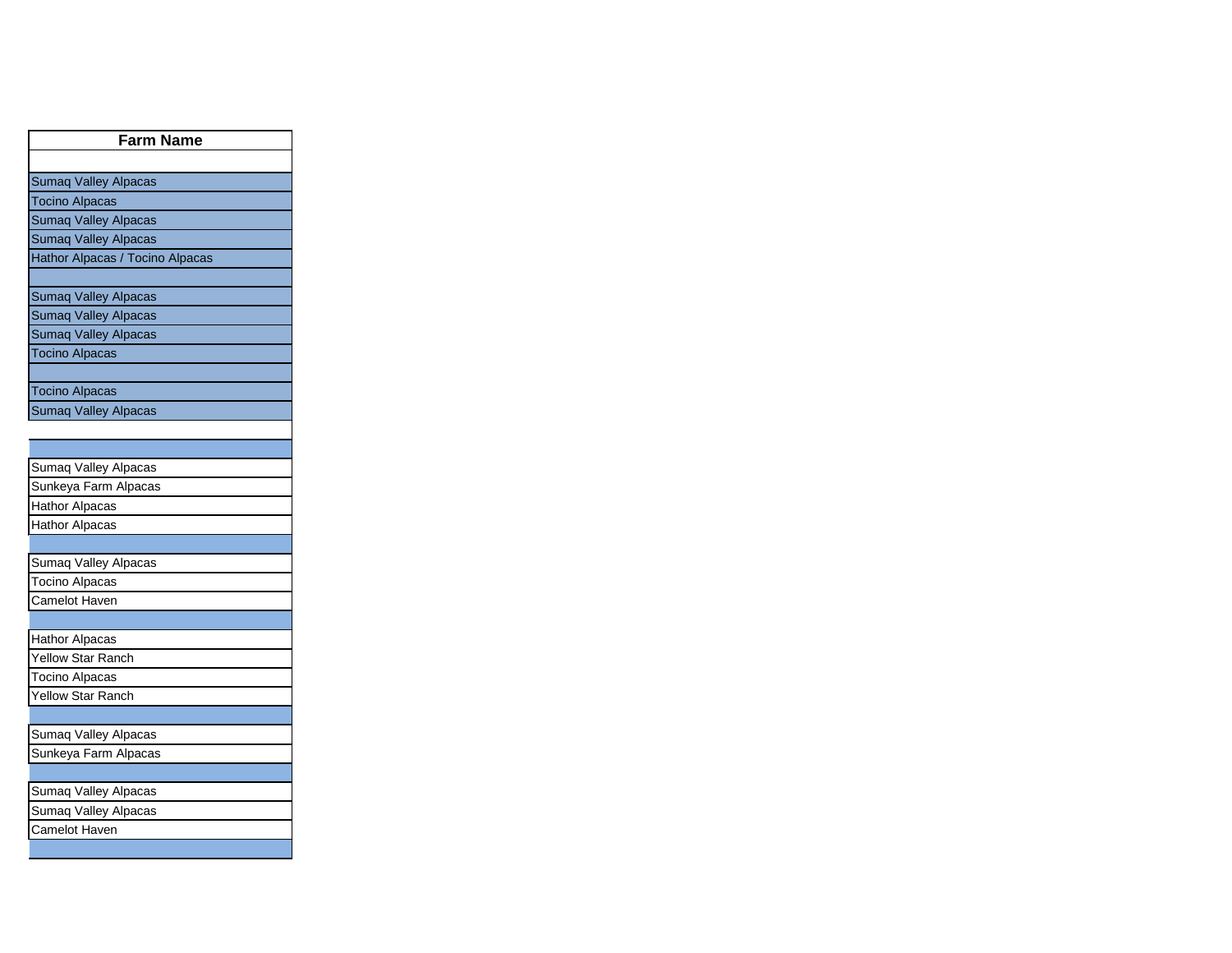| Farm Name |
| --- |
| |
| Sumaq Valley Alpacas |
| Tocino Alpacas |
| Sumaq Valley Alpacas |
| Sumaq Valley Alpacas |
| Hathor Alpacas / Tocino Alpacas |
| |
| Sumaq Valley Alpacas |
| Sumaq Valley Alpacas |
| Sumaq Valley Alpacas |
| Tocino Alpacas |
| |
| Tocino Alpacas |
| Sumaq Valley Alpacas |
| |
| |
| Sumaq Valley Alpacas |
| Sunkeya Farm Alpacas |
| Hathor Alpacas |
| Hathor Alpacas |
| |
| Sumaq Valley Alpacas |
| Tocino Alpacas |
| Camelot Haven |
| |
| Hathor Alpacas |
| Yellow Star Ranch |
| Tocino Alpacas |
| Yellow Star Ranch |
| |
| Sumaq Valley Alpacas |
| Sunkeya Farm Alpacas |
| |
| Sumaq Valley Alpacas |
| Sumaq Valley Alpacas |
| Camelot Haven |
| |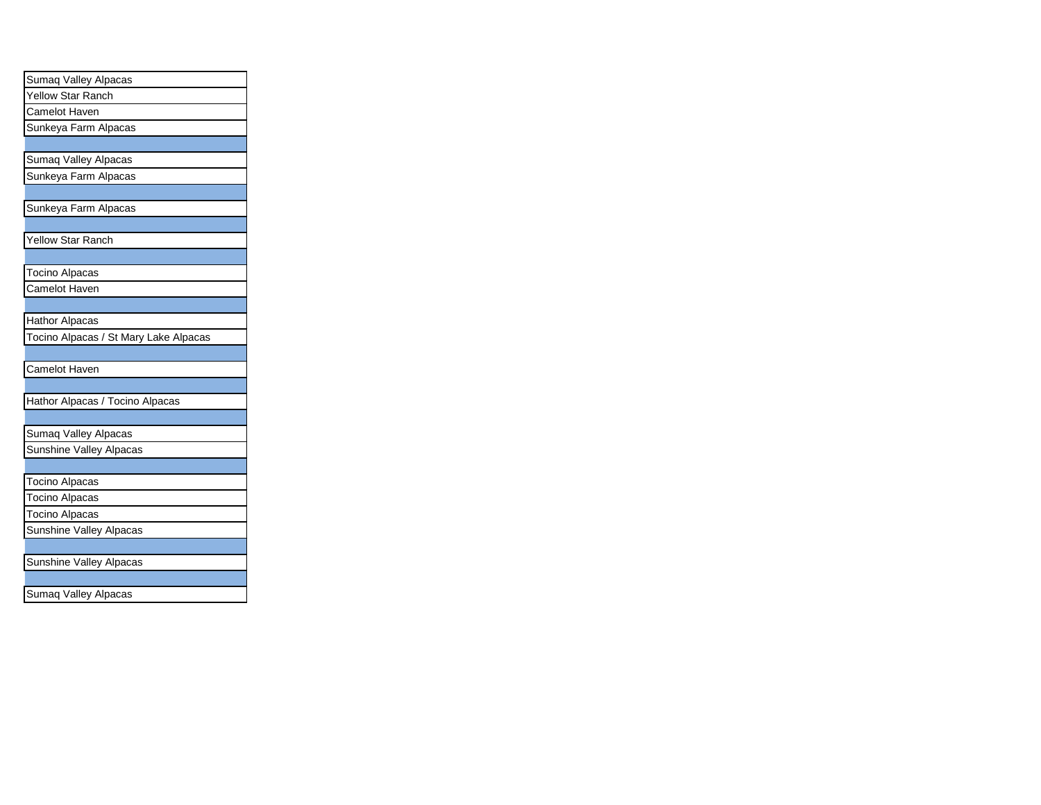| |
|---|
| Sumaq Valley Alpacas |
| Yellow Star Ranch |
| Camelot Haven |
| Sunkeya Farm Alpacas |
| |
| Sumaq Valley Alpacas |
| Sunkeya Farm Alpacas |
| |
| Sunkeya Farm Alpacas |
| |
| Yellow Star Ranch |
| |
| Tocino Alpacas |
| Camelot Haven |
| |
| Hathor Alpacas |
| Tocino Alpacas / St Mary Lake Alpacas |
| |
| Camelot Haven |
| |
| Hathor Alpacas / Tocino Alpacas |
| |
| Sumaq Valley Alpacas |
| Sunshine Valley Alpacas |
| |
| Tocino Alpacas |
| Tocino Alpacas |
| Tocino Alpacas |
| Sunshine Valley Alpacas |
| |
| Sunshine Valley Alpacas |
| |
| Sumaq Valley Alpacas |